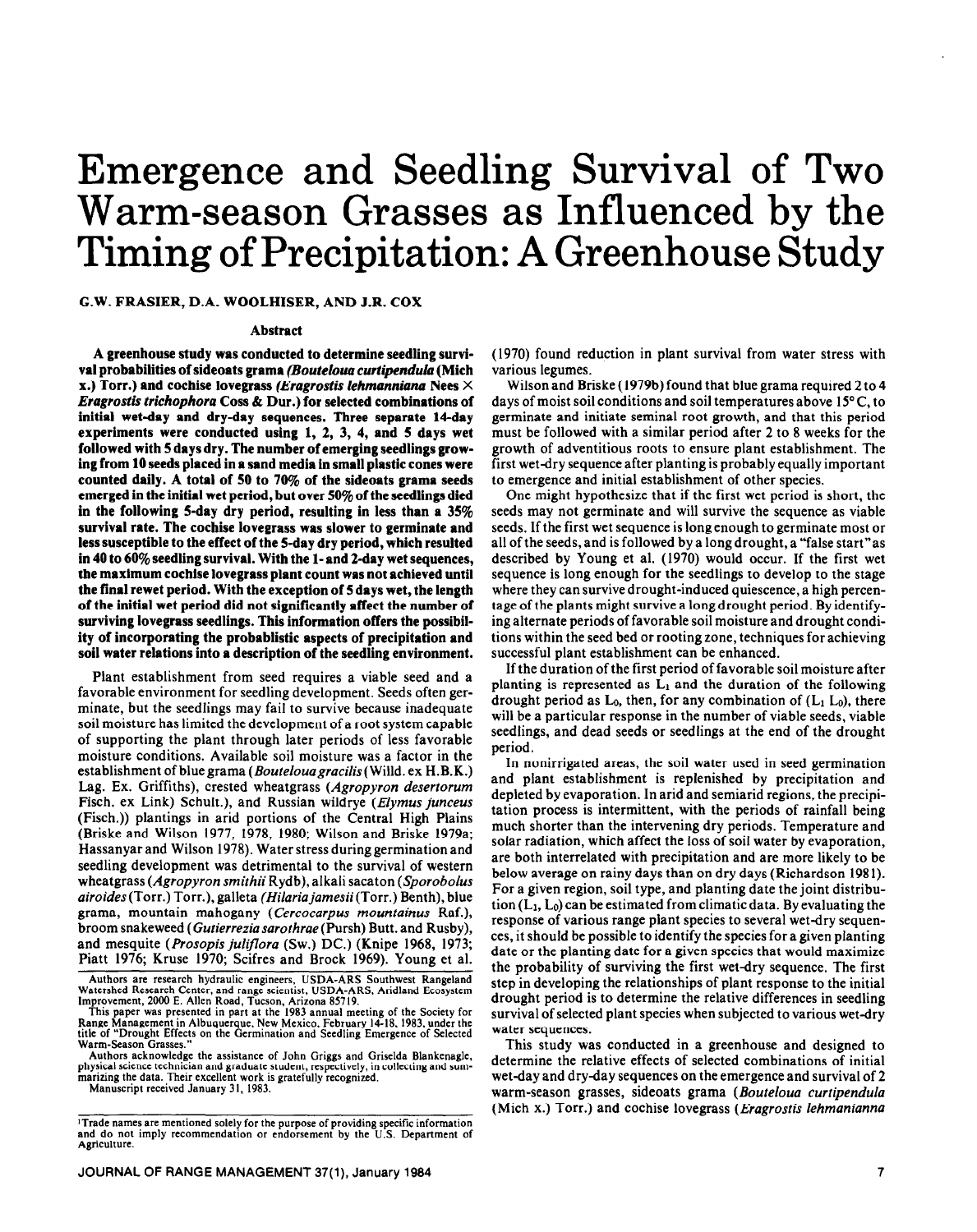# Emergence and Seedling Survival of Two Warm-season Grasses as Influenced by the Timing of Precipitation: A Greenhouse Study

G.W. FRASIER, D.A. WOOLHISER, AND J.R. COX

## Abstract

**A greenhouse study was conducted to determine seedling survival probabilities of sideoats grama *(Bouteloua curtipendula* (Mich x.) Torr.) and cochise lovegrass (*Eragrostis lehmanniana* Nees × *Eragrostis trichophora* Coss & Dur.) for selected combinations of initial wet-day and dry-day sequences. Three separate 14-day experiments were conducted using 1, 2, 3, 4, and 5 days wet followed with 5 days dry. The number of emerging seedlings growing from 10 seeds placed in a sand media in small plastic cones were counted daily. A total of 50 to 70% of the sideoats grama seeds emerged in the initial wet period, but over 50% of the seedlings died in the following 5-day dry period, resulting in less than a 35% survival rate. The cochise lovegrass was slower to germinate and less susceptible to the effect of the 5-day dry period, which resulted in 40 to 60% seedling survival. With the 1- and 2-day wet sequences, the maximum cochise lovegrass plant count was not achieved until the final rewet period. With the exception of 5 days wet, the length of the initial wet period did not significantly affect the number of surviving lovegrass seedlings. This information offers the possibility of incorporating the probablistic aspects of precipitation and soil water relations into a description of the seedling environment.**

Plant establishment from seed requires a viable seed and a favorable environment for seedling development. Seeds often germinate, but the seedlings may fail to survive because inadequate soil moisture has limited the development of a root system capable of supporting the plant through later periods of less favorable moisture conditions. Available soil moisture was a factor in the establishment of blue grama (*Bouteloua gracilis* (Willd. ex H.B.K.) Lag. Ex. Griffiths), crested wheatgrass (*Agropyron desertorum* Fisch. ex Link) Schult.), and Russian wildrye (*Elymus junceus* (Fisch.)) plantings in arid portions of the Central High Plains (Briske and Wilson 1977, 1978, 1980; Wilson and Briske 1979a; Hassanyar and Wilson 1978). Water stress during germination and seedling development was detrimental to the survival of western wheatgrass (*Agropyron smithii* Rydb), alkali sacaton (*Sporobolus airoides* (Torr.) Torr.), galleta *(Hilaria jamesii* (Torr.) Benth), blue grama, mountain mahogany (*Cercocarpus mountainus* Raf.), broom snakeweed (*Gutierrezia sarothrae* (Pursh) Butt. and Rusby), and mesquite (*Prosopis juliflora* (Sw.) DC.) (Knipe 1968, 1973; Piatt 1976; Kruse 1970; Scifres and Brock 1969). Young et al. (1970) found reduction in plant survival from water stress with various legumes.

Wilson and Briske (1979b) found that blue grama required 2 to 4 days of moist soil conditions and soil temperatures above 15° C, to germinate and initiate seminal root growth, and that this period must be followed with a similar period after 2 to 8 weeks for the growth of adventitious roots to ensure plant establishment. The first wet-dry sequence after planting is probably equally important to emergence and initial establishment of other species.

One might hypothesize that if the first wet period is short, the seeds may not germinate and will survive the sequence as viable seeds. If the first wet sequence is long enough to germinate most or all of the seeds, and is followed by a long drought, a "false start" as described by Young et al. (1970) would occur. If the first wet sequence is long enough for the seedlings to develop to the stage where they can survive drought-induced quiescence, a high percentage of the plants might survive a long drought period. By identifying alternate periods of favorable soil moisture and drought conditions within the seed bed or rooting zone, techniques for achieving successful plant establishment can be enhanced.

If the duration of the first period of favorable soil moisture after planting is represented as $L_1$ and the duration of the following drought period as $L_0$, then, for any combination of ($L_1$ $L_0$), there will be a particular response in the number of viable seeds, viable seedlings, and dead seeds or seedlings at the end of the drought period.

In nonirrigated areas, the soil water used in seed germination and plant establishment is replenished by precipitation and depleted by evaporation. In arid and semiarid regions, the precipitation process is intermittent, with the periods of rainfall being much shorter than the intervening dry periods. Temperature and solar radiation, which affect the loss of soil water by evaporation, are both interrelated with precipitation and are more likely to be below average on rainy days than on dry days (Richardson 1981). For a given region, soil type, and planting date the joint distribution ($L_1$, $L_0$) can be estimated from climatic data. By evaluating the response of various range plant species to several wet-dry sequences, it should be possible to identify the species for a given planting date or the planting date for a given species that would maximize the probability of surviving the first wet-dry sequence. The first step in developing the relationships of plant response to the initial drought period is to determine the relative differences in seedling survival of selected plant species when subjected to various wet-dry water sequences.

This study was conducted in a greenhouse and designed to determine the relative effects of selected combinations of initial wet-day and dry-day sequences on the emergence and survival of 2 warm-season grasses, sideoats grama (*Bouteloua curtipendula* (Mich x.) Torr.) and cochise lovegrass (*Eragrostis lehmanianna*

---

Authors are research hydraulic engineers, USDA-ARS Southwest Rangeland Watershed Research Center, and range scientist, USDA-ARS, Aridland Ecosystem Improvement, 2000 E. Allen Road, Tucson, Arizona 85719.

This paper was presented in part at the 1983 annual meeting of the Society for Range Management in Albuquerque, New Mexico, February 14-18, 1983, under the title of "Drought Effects on the Germination and Seedling Emergence of Selected Warm-Season Grasses."

Authors acknowledge the assistance of John Griggs and Griselda Blankenagle, physical science technician and graduate student, respectively, in collecting and summarizing the data. Their excellent work is gratefully recognized.

Manuscript received January 31, 1983.

[1]Trade names are mentioned solely for the purpose of providing specific information and do not imply recommendation or endorsement by the U.S. Department of Agriculture.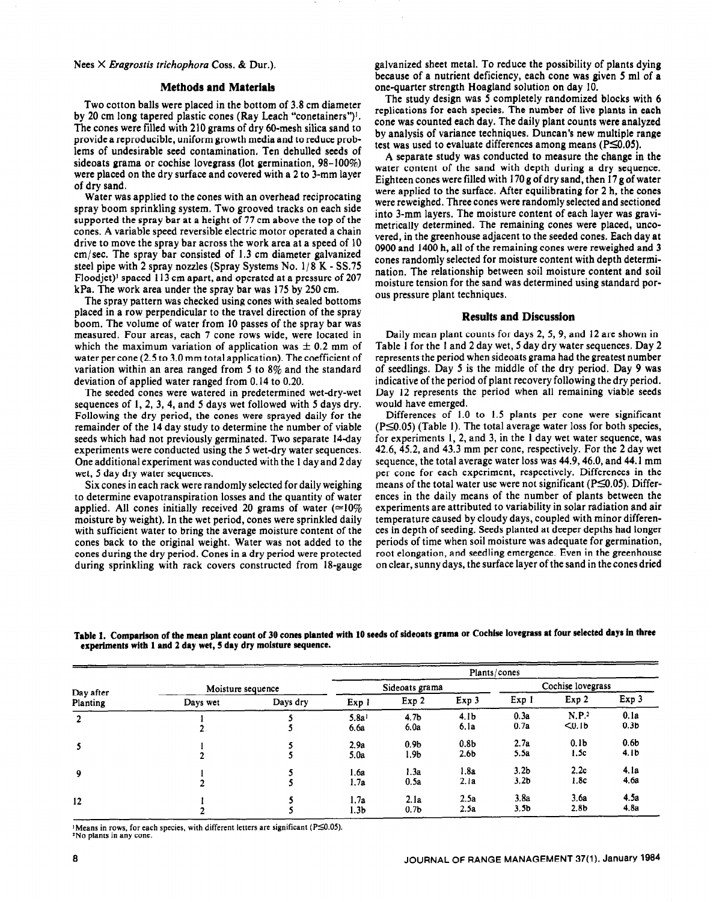Nees × *Eragrostis trichophora* Coss. & Dur.).

## Methods and Materials

Two cotton balls were placed in the bottom of 3.8 cm diameter by 20 cm long tapered plastic cones (Ray Leach "conetainers")[1]. The cones were filled with 210 grams of dry 60-mesh silica sand to provide a reproducible, uniform growth media and to reduce problems of undesirable seed contamination. Ten dehulled seeds of sideoats grama or cochise lovegrass (lot germination, 98–100%) were placed on the dry surface and covered with a 2 to 3-mm layer of dry sand.

Water was applied to the cones with an overhead reciprocating spray boom sprinkling system. Two grooved tracks on each side supported the spray bar at a height of 77 cm above the top of the cones. A variable speed reversible electric motor operated a chain drive to move the spray bar across the work area at a speed of 10 cm/sec. The spray bar consisted of 1.3 cm diameter galvanized steel pipe with 2 spray nozzles (Spray Systems No. 1/8 K - SS.75 Floodjet)[1] spaced 113 cm apart, and operated at a pressure of 207 kPa. The work area under the spray bar was 175 by 250 cm.

The spray pattern was checked using cones with sealed bottoms placed in a row perpendicular to the travel direction of the spray boom. The volume of water from 10 passes of the spray bar was measured. Four areas, each 7 cone rows wide, were located in which the maximum variation of application was ± 0.2 mm of water per cone (2.5 to 3.0 mm total application). The coefficient of variation within an area ranged from 5 to 8% and the standard deviation of applied water ranged from 0.14 to 0.20.

The seeded cones were watered in predetermined wet-dry-wet sequences of 1, 2, 3, 4, and 5 days wet followed with 5 days dry. Following the dry period, the cones were sprayed daily for the remainder of the 14 day study to determine the number of viable seeds which had not previously germinated. Two separate 14-day experiments were conducted using the 5 wet-dry water sequences. One additional experiment was conducted with the 1 day and 2 day wet, 5 day dry water sequences.

Six cones in each rack were randomly selected for daily weighing to determine evapotranspiration losses and the quantity of water applied. All cones initially received 20 grams of water (≃10% moisture by weight). In the wet period, cones were sprinkled daily with sufficient water to bring the average moisture content of the cones back to the original weight. Water was not added to the cones during the dry period. Cones in a dry period were protected during sprinkling with rack covers constructed from 18-gauge galvanized sheet metal. To reduce the possibility of plants dying because of a nutrient deficiency, each cone was given 5 ml of a one-quarter strength Hoagland solution on day 10.

The study design was 5 completely randomized blocks with 6 replications for each species. The number of live plants in each cone was counted each day. The daily plant counts were analyzed by analysis of variance techniques. Duncan's new multiple range test was used to evaluate differences among means ($P \leq 0.05$).

A separate study was conducted to measure the change in the water content of the sand with depth during a dry sequence. Eighteen cones were filled with 170 g of dry sand, then 17 g of water were applied to the surface. After equilibrating for 2 h, the cones were reweighed. Three cones were randomly selected and sectioned into 3-mm layers. The moisture content of each layer was gravimetrically determined. The remaining cones were placed, uncovered, in the greenhouse adjacent to the seeded cones. Each day at 0900 and 1400 h, all of the remaining cones were reweighed and 3 cones randomly selected for moisture content with depth determination. The relationship between soil moisture content and soil moisture tension for the sand was determined using standard porous pressure plant techniques.

## Results and Discussion

Daily mean plant counts for days 2, 5, 9, and 12 are shown in Table 1 for the 1 and 2 day wet, 5 day dry water sequences. Day 2 represents the period when sideoats grama had the greatest number of seedlings. Day 5 is the middle of the dry period. Day 9 was indicative of the period of plant recovery following the dry period. Day 12 represents the period when all remaining viable seeds would have emerged.

Differences of 1.0 to 1.5 plants per cone were significant ($P \leq 0.05$) (Table 1). The total average water loss for both species, for experiments 1, 2, and 3, in the 1 day wet water sequence, was 42.6, 45.2, and 43.3 mm per cone, respectively. For the 2 day wet sequence, the total average water loss was 44.9, 46.0, and 44.1 mm per cone for each experiment, respectively. Differences in the means of the total water use were not significant ($P \leq 0.05$). Differences in the daily means of the number of plants between the experiments are attributed to variability in solar radiation and air temperature caused by cloudy days, coupled with minor differences in depth of seeding. Seeds planted at deeper depths had longer periods of time when soil moisture was adequate for germination, root elongation, and seedling emergence. Even in the greenhouse on clear, sunny days, the surface layer of the sand in the cones dried

**Table 1. Comparison of the mean plant count of 30 cones planted with 10 seeds of sideoats grama or Cochise lovegrass at four selected days in three experiments with 1 and 2 day wet, 5 day dry moisture sequence.**

| Day after Planting | Moisture sequence | | Plants/cones | | | | | |
|---|---|---|---|---|---|---|---|---|
| | | | Sideoats grama | | | Cochise lovegrass | | |
| | Days wet | Days dry | Exp 1 | Exp 2 | Exp 3 | Exp 1 | Exp 2 | Exp 3 |
| 2 | 1 | 5 | 5.8a[1] | 4.7b | 4.1b | 0.3a | N.P.[2] | 0.1a |
| | 2 | 5 | 6.6a | 6.0a | 6.1a | 0.7a | <0.1b | 0.3b |
| 5 | 1 | 5 | 2.9a | 0.9b | 0.8b | 2.7a | 0.1b | 0.6b |
| | 2 | 5 | 5.0a | 1.9b | 2.6b | 5.5a | 1.5c | 4.1b |
| 9 | 1 | 5 | 1.6a | 1.3a | 1.8a | 3.2b | 2.2c | 4.1a |
| | 2 | 5 | 1.7a | 0.5a | 2.1a | 3.2b | 1.8c | 4.6a |
| 12 | 1 | 5 | 1.7a | 2.1a | 2.5a | 3.8a | 3.6a | 4.5a |
| | 2 | 5 | 1.3b | 0.7b | 2.5a | 3.5b | 2.8b | 4.8a |

[1]Means in rows, for each species, with different letters are significant ($P \leq 0.05$).
[2]No plants in any cone.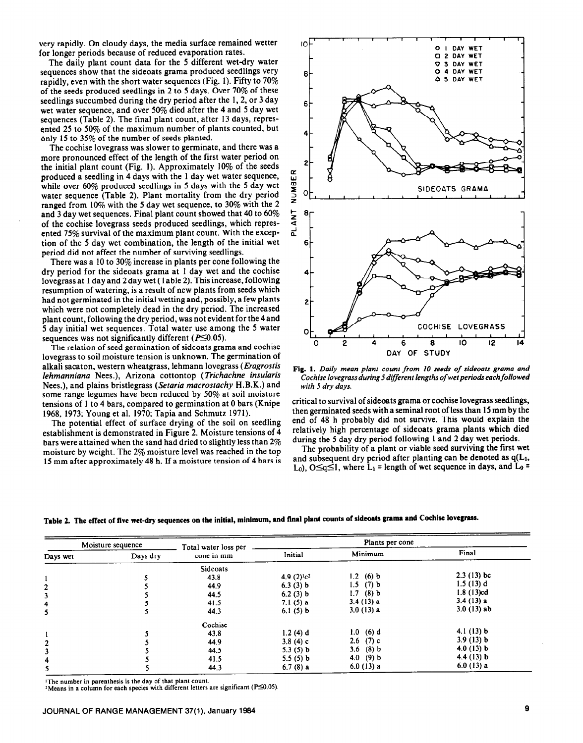very rapidly. On cloudy days, the media surface remained wetter for longer periods because of reduced evaporation rates.

The daily plant count data for the 5 different wet-dry water sequences show that the sideoats grama produced seedlings very rapidly, even with the short water sequences (Fig. 1). Fifty to 70% of the seeds produced seedlings in 2 to 5 days. Over 70% of these seedlings succumbed during the dry period after the 1, 2, or 3 day wet water sequence, and over 50% died after the 4 and 5 day wet sequences (Table 2). The final plant count, after 13 days, represented 25 to 50% of the maximum number of plants counted, but only 15 to 35% of the number of seeds planted.

The cochise lovegrass was slower to germinate, and there was a more pronounced effect of the length of the first water period on the initial plant count (Fig. 1). Approximately 10% of the seeds produced a seedling in 4 days with the 1 day wet water sequence, while over 60% produced seedlings in 5 days with the 5 day wet water sequence (Table 2). Plant mortality from the dry period ranged from 10% with the 5 day wet sequence, to 30% with the 2 and 3 day wet sequences. Final plant count showed that 40 to 60% of the cochise lovegrass seeds produced seedlings, which represented 75% survival of the maximum plant count. With the exception of the 5 day wet combination, the length of the initial wet period did not affect the number of surviving seedlings.

There was a 10 to 30% increase in plants per cone following the dry period for the sideoats grama at 1 day wet and the cochise lovegrass at 1 day and 2 day wet (Table 2). This increase, following resumption of watering, is a result of new plants from seeds which had not germinated in the initial wetting and, possibly, a few plants which were not completely dead in the dry period. The increased plant count, following the dry period, was not evident for the 4 and 5 day initial wet sequences. Total water use among the 5 water sequences was not significantly different ($P \leq 0.05$).

The relation of seed germination of sidcoats grama and cochise lovegrass to soil moisture tension is unknown. The germination of alkali sacaton, western wheatgrass, lehmann lovegrass (*Eragrostis lehmanniana* Nees.), Arizona cottontop (*Trichachne insularis* Nees.), and plains bristlegrass (*Setaria macrostachy* H.B.K.) and some range legumes have been reduced by 50% at soil moisture tensions of 1 to 4 bars, compared to germination at 0 bars (Knipe 1968, 1973; Young et al. 1970; Tapia and Schmutz 1971).

The potential effect of surface drying of the soil on seedling establishment is demonstrated in Figure 2. Moisture tensions of 4 bars were attained when the sand had dried to slightly less than 2% moisture by weight. The 2% moisture level was reached in the top 15 mm after approximately 48 h. If a moisture tension of 4 bars is critical to survival of sideoats grama or cochise lovegrass seedlings, then germinated seeds with a seminal root of less than 15 mm by the end of 48 h probably did not survive. This would explain the relatively high percentage of sideoats grama plants which died during the 5 day dry period following 1 and 2 day wet periods.

The probability of a plant or viable seed surviving the first wet and subsequent dry period after planting can be denoted as $q(L_1, L_0)$, $0 \leq q \leq 1$, where $L_1$ = length of wet sequence in days, and $L_0$ =

**Fig. 1.** *Daily mean plant count from 10 seeds of sideoats grama and Cochise lovegrass during 5 different lengths of wet periods each followed with 5 dry days.*

**Table 2. The effect of five wet-dry sequences on the initial, minimum, and final plant counts of sideoats grama and Cochise lovegrass.**

| Moisture sequence | | Total water loss per | Plants per cone | | |
|---|---|---|---|---|---|
| Days wet | Days dry | cone in mm | Initial | Minimum | Final |
| | | Sideoats | | | |
| 1 | 5 | 43.8 | 4.9 (2)[1]c[2] | 1.2 (6) b | 2.3 (13) bc |
| 2 | 5 | 44.9 | 6.3 (3) b | 1.5 (7) b | 1.5 (13) d |
| 3 | 5 | 44.5 | 6.2 (3) b | 1.7 (8) b | 1.8 (13)cd |
| 4 | 5 | 41.5 | 7.1 (5) a | 3.4 (13) a | 3.4 (13) a |
| 5 | 5 | 44.3 | 6.1 (5) b | 3.0 (13) a | 3.0 (13) ab |
| | | Cochise | | | |
| 1 | 5 | 43.8 | 1.2 (4) d | 1.0 (6) d | 4.1 (13) b |
| 2 | 5 | 44.9 | 3.8 (4) c | 2.6 (7) c | 3.9 (13) b |
| 3 | 5 | 44.5 | 5.3 (5) b | 3.6 (8) b | 4.0 (13) b |
| 4 | 5 | 41.5 | 5.5 (5) b | 4.0 (9) b | 4.4 (13) b |
| 5 | 5 | 44.3 | 6.7 (8) a | 6.0 (13) a | 6.0 (13) a |

[1]The number in parenthesis is the day of that plant count.
[2]Means in a column for each species with different letters are significant ($P \leq 0.05$).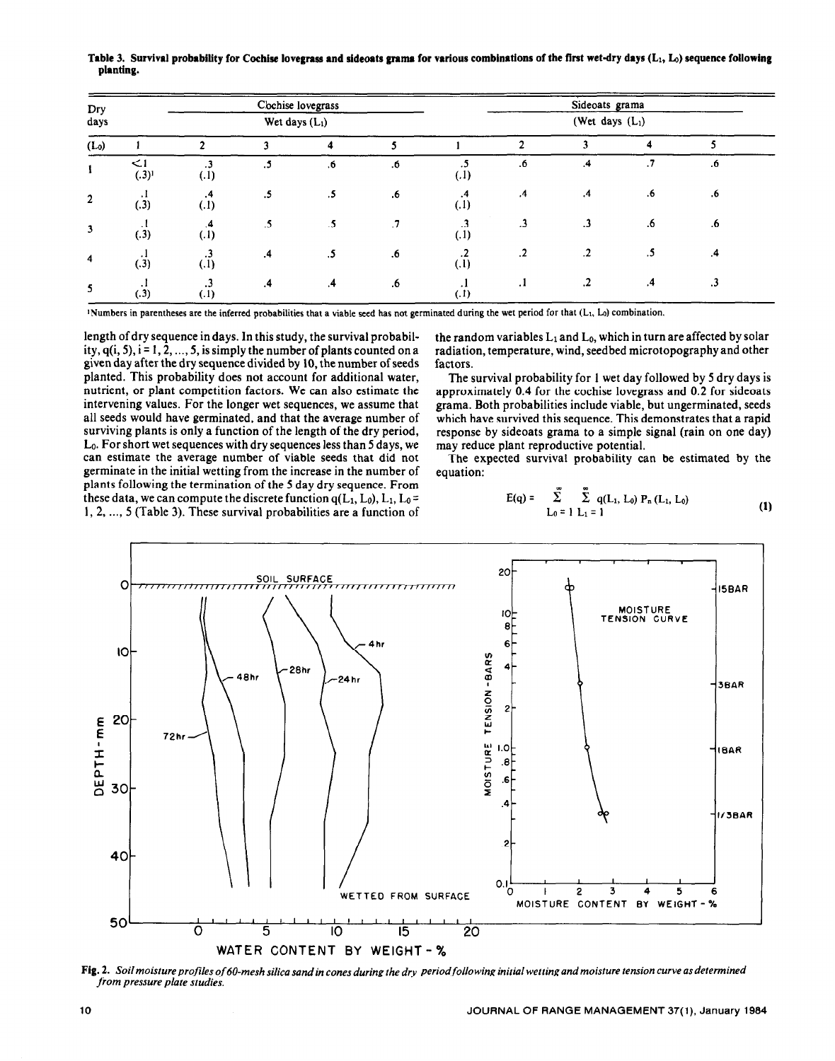**Table 3. Survival probability for Cochise lovegrass and sideoats grama for various combinations of the first wet-dry days ($L_1$, $L_0$) sequence following planting.**

| Dry days | Cochise lovegrass | | | | | Sideoats grama | | | | |
|---|---|---|---|---|---|---|---|---|---|---|
| | Wet days ($L_1$) | | | | | (Wet days ($L_1$)) | | | | |
| ($L_0$) | 1 | 2 | 3 | 4 | 5 | 1 | 2 | 3 | 4 | 5 |
| 1 | <.1 (.3)[1] | .3 (.1) | .5 | .6 | .6 | .5 (.1) | .6 | .4 | .7 | .6 |
| 2 | .1 (.3) | .4 (.1) | .5 | .5 | .6 | .4 (.1) | .4 | .4 | .6 | .6 |
| 3 | .1 (.3) | .4 (.1) | .5 | .5 | .7 | .3 (.1) | .3 | .3 | .6 | .6 |
| 4 | .1 (.3) | .3 (.1) | .4 | .5 | .6 | .2 (.1) | .2 | .2 | .5 | .4 |
| 5 | .1 (.3) | .3 (.1) | .4 | .4 | .6 | .1 (.1) | .1 | .2 | .4 | .3 |

[1]Numbers in parentheses are the inferred probabilities that a viable seed has not germinated during the wet period for that ($L_1$, $L_0$) combination.

length of dry sequence in days. In this study, the survival probability, $q(i, 5)$, $i = 1, 2, ..., 5$, is simply the number of plants counted on a given day after the dry sequence divided by 10, the number of seeds planted. This probability does not account for additional water, nutrient, or plant competition factors. We can also estimate the intervening values. For the longer wet sequences, we assume that all seeds would have germinated, and that the average number of surviving plants is only a function of the length of the dry period, $L_0$. For short wet sequences with dry sequences less than 5 days, we can estimate the average number of viable seeds that did not germinate in the initial wetting from the increase in the number of plants following the termination of the 5 day dry sequence. From these data, we can compute the discrete function $q(L_1, L_0)$, $L_1, L_0 = 1, 2, ..., 5$ (Table 3). These survival probabilities are a function of the random variables $L_1$ and $L_0$, which in turn are affected by solar radiation, temperature, wind, seedbed microtopography and other factors.

The survival probability for 1 wet day followed by 5 dry days is approximately 0.4 for the cochise lovegrass and 0.2 for sideoats grama. Both probabilities include viable, but ungerminated, seeds which have survived this sequence. This demonstrates that a rapid response by sideoats grama to a simple signal (rain on one day) may reduce plant reproductive potential.

The expected survival probability can be estimated by the equation:

$$E(q) = \sum_{L_0=1}^{\infty} \sum_{L_1=1}^{\infty} q(L_1, L_0)\, P_n(L_1, L_0) \tag{1}$$

**Fig. 2.** *Soil moisture profiles of 60-mesh silica sand in cones during the dry period following initial wetting and moisture tension curve as determined from pressure plate studies.*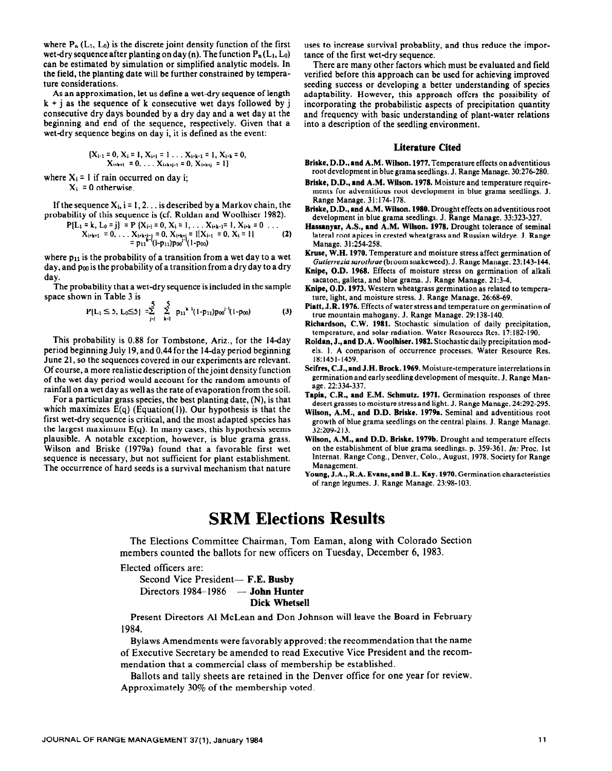where $P_n(L_1, L_0)$ is the discrete joint density function of the first wet-dry sequence after planting on day (n). The function $P_n(L_1, L_0)$ can be estimated by simulation or simplified analytic models. In the field, the planting date will be further constrained by temperature considerations.

As an approximation, let us define a wet-dry sequence of length k + j as the sequence of k consecutive wet days followed by j consecutive dry days bounded by a dry day and a wet day at the beginning and end of the sequence, respectively. Given that a wet-dry sequence begins on day i, it is defined as the event:

$$\{X_{i-1} = 0, X_i = 1, X_{i+1} = 1 \ldots X_{i+k-1} = 1, X_{i+k} = 0, X_{i+k+1} = 0, \ldots X_{i+k+j-1} = 0, X_{i+k+j} = 1\}$$

where $X_i = 1$ if rain occurred on day i;
$X_i = 0$ otherwise.

If the sequence $X_i$, i = 1, 2... is described by a Markov chain, the probability of this sequence is (cf. Roldan and Woolhiser 1982).

$$P\{L_1 = k, L_0 = j\} = P\{X_{i-1} = 0, X_i = 1, \ldots X_{i+k-1} = 1, X_{i+k} = 0 \ldots X_{i+k+1} = 0, \ldots X_{i+k+j-1} = 0, X_{i+k+j} = 1 | X_{i-1} = 0, X_i = 1\} = p_{11}^{k-1}(1-p_{11})p_{00}^{j-1}(1-p_{00}) \qquad (2)$$

where $p_{11}$ is the probability of a transition from a wet day to a wet day, and $p_{00}$ is the probability of a transition from a dry day to a dry day.

The probability that a wet-dry sequence is included in the sample space shown in Table 3 is

$$P\{L_1 \leq 5, L_0 \leq 5\} = \sum_{j=1}^{5} \sum_{k=1}^{5} p_{11}^{k-1}(1-p_{11})p_{00}^{j-1}(1-p_{00}) \qquad (3)$$

This probability is 0.88 for Tombstone, Ariz., for the 14-day period beginning July 19, and 0.44 for the 14-day period beginning June 21, so the sequences covered in our experiments are relevant. Of course, a more realistic description of the joint density function of the wet day period would account for the random amounts of rainfall on a wet day as well as the rate of evaporation from the soil.

For a particular grass species, the best planting date, (N), is that which maximizes E(q) (Equation(1)). Our hypothesis is that the first wet-dry sequence is critical, and the most adapted species has the largest maximum E(q). In many cases, this hypothesis seems plausible. A notable exception, however, is blue grama grass. Wilson and Briske (1979a) found that a favorable first wet sequence is necessary, but not sufficient for plant establishment. The occurrence of hard seeds is a survival mechanism that nature uses to increase survival probablity, and thus reduce the importance of the first wet-dry sequence.

There are many other factors which must be evaluated and field verified before this approach can be used for achieving improved seeding success or developing a better understanding of species adaptability. However, this approach offers the possibility of incorporating the probabilistic aspects of precipitation quantity and frequency with basic understanding of plant-water relations into a description of the seedling environment.

## Literature Cited

**Briske, D.D., and A.M. Wilson. 1977.** Temperature effects on adventitious root development in blue grama seedlings. J. Range Manage. 30:276-280.

**Briske, D.D., and A.M. Wilson. 1978.** Moisture and temperature requirements for adventitious root development in blue grama seedlings. J. Range Manage. 31:174-178.

**Briske, D.D., and A.M. Wilson. 1980.** Drought effects on adventitious root development in blue grama seedlings. J. Range Manage. 33:323-327.

**Hassanyar, A.S., and A.M. Wilson. 1978.** Drought tolerance of seminal lateral root apices in crested wheatgrass and Russian wildrye. J. Range Manage. 31:254-258.

**Kruse, W.H. 1970.** Temperature and moisture stress affect germination of *Gutierrezia sarothrae* (broom snakeweed). J. Range Manage. 23:143-144.

**Knipe, O.D. 1968.** Effects of moisture stress on germination of alkali sacaton, galleta, and blue grama. J. Range Manage. 21:3-4.

**Knipe, O.D. 1973.** Western wheatgrass germination as related to temperature, light, and moisture stress. J. Range Manage. 26:68-69.

**Piatt, J.R. 1976.** Effects of water stress and temperature on germination of true mountain mahogany. J. Range Manage. 29:138-140.

**Richardson, C.W. 1981.** Stochastic simulation of daily precipitation, temperature, and solar radiation. Water Resources Res. 17:182-190.

**Roldan, J., and D.A. Woolhiser. 1982.** Stochastic daily precipitation models. 1. A comparison of occurrence processes. Water Resource Res. 18:1451-1459.

**Scifres, C.J., and J.H. Brock. 1969.** Moisture-temperature interrelations in germination and early seedling development of mesquite. J. Range Manage. 22:334-337.

**Tapia, C.R., and E.M. Schmutz. 1971.** Germination responses of three desert grasses to moisture stress and light. J. Range Manage. 24:292-295.

**Wilson, A.M., and D.D. Briske. 1979a.** Seminal and adventitious root growth of blue grama seedlings on the central plains. J. Range Manage. 32:209-213.

**Wilson, A.M., and D.D. Briske. 1979b.** Drought and temperature effects on the establishment of blue grama seedlings. p. 359-361. *In:* Proc. 1st Internat. Range Cong., Denver, Colo., August, 1978. Society for Range Management.

**Young, J.A., R.A. Evans, and B.L. Kay. 1970.** Germination characteristics of range legumes. J. Range Manage. 23:98-103.

# SRM Elections Results

The Elections Committee Chairman, Tom Eaman, along with Colorado Section members counted the ballots for new officers on Tuesday, December 6, 1983.

Elected officers are:

Second Vice President— **F.E. Busby**
Directors 1984–1986 — **John Hunter**
**Dick Whetsell**

Present Directors Al McLean and Don Johnson will leave the Board in February 1984.

Bylaws Amendments were favorably approved: the recommendation that the name of Executive Secretary be amended to read Executive Vice President and the recommendation that a commercial class of membership be established.

Ballots and tally sheets are retained in the Denver office for one year for review. Approximately 30% of the membership voted.